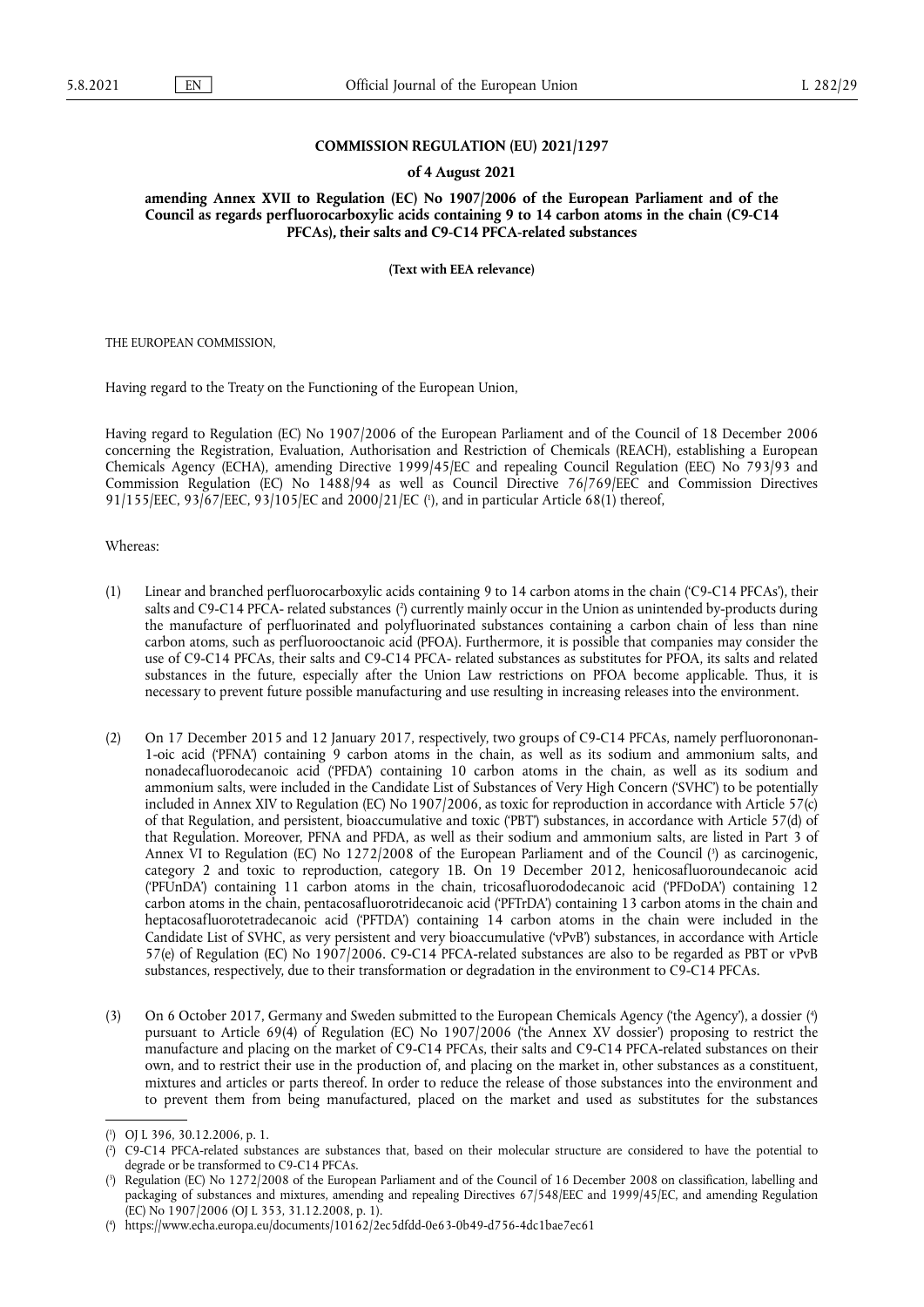**COMMISSION REGULATION (EU) 2021/1297**

**of 4 August 2021**

**amending Annex XVII to Regulation (EC) No 1907/2006 of the European Parliament and of the Council as regards perfluorocarboxylic acids containing 9 to 14 carbon atoms in the chain (C9-C14 PFCAs), their salts and C9-C14 PFCA-related substances**

**(Text with EEA relevance)**

THE EUROPEAN COMMISSION,

Having regard to the Treaty on the Functioning of the European Union,

Having regard to Regulation (EC) No 1907/2006 of the European Parliament and of the Council of 18 December 2006 concerning the Registration, Evaluation, Authorisation and Restriction of Chemicals (REACH), establishing a European Chemicals Agency (ECHA), amending Directive 1999/45/EC and repealing Council Regulation (EEC) No 793/93 and Commission Regulation (EC) No 1488/94 as well as Council Directive 76/769/EEC and Commission Directives 91/155/EEC, 93/67/EEC, 93/105/EC and 2000/21/EC [1], and in particular Article 68(1) thereof,

Whereas:

(1) Linear and branched perfluorocarboxylic acids containing 9 to 14 carbon atoms in the chain ('C9-C14 PFCAs'), their salts and C9-C14 PFCA- related substances [2] currently mainly occur in the Union as unintended by-products during the manufacture of perfluorinated and polyfluorinated substances containing a carbon chain of less than nine carbon atoms, such as perfluorooctanoic acid (PFOA). Furthermore, it is possible that companies may consider the use of C9-C14 PFCAs, their salts and C9-C14 PFCA- related substances as substitutes for PFOA, its salts and related substances in the future, especially after the Union Law restrictions on PFOA become applicable. Thus, it is necessary to prevent future possible manufacturing and use resulting in increasing releases into the environment.

(2) On 17 December 2015 and 12 January 2017, respectively, two groups of C9-C14 PFCAs, namely perfluorononan-1-oic acid ('PFNA') containing 9 carbon atoms in the chain, as well as its sodium and ammonium salts, and nonadecafluorodecanoic acid ('PFDA') containing 10 carbon atoms in the chain, as well as its sodium and ammonium salts, were included in the Candidate List of Substances of Very High Concern ('SVHC') to be potentially included in Annex XIV to Regulation (EC) No 1907/2006, as toxic for reproduction in accordance with Article 57(c) of that Regulation, and persistent, bioaccumulative and toxic ('PBT') substances, in accordance with Article 57(d) of that Regulation. Moreover, PFNA and PFDA, as well as their sodium and ammonium salts, are listed in Part 3 of Annex VI to Regulation (EC) No 1272/2008 of the European Parliament and of the Council [3] as carcinogenic, category 2 and toxic to reproduction, category 1B. On 19 December 2012, henicosafluoroundecanoic acid ('PFUnDA') containing 11 carbon atoms in the chain, tricosafluorododecanoic acid ('PFDoDA') containing 12 carbon atoms in the chain, pentacosafluorotridecanoic acid ('PFTrDA') containing 13 carbon atoms in the chain and heptacosafluorotetradecanoic acid ('PFTDA') containing 14 carbon atoms in the chain were included in the Candidate List of SVHC, as very persistent and very bioaccumulative ('vPvB') substances, in accordance with Article 57(e) of Regulation (EC) No 1907/2006. C9-C14 PFCA-related substances are also to be regarded as PBT or vPvB substances, respectively, due to their transformation or degradation in the environment to C9-C14 PFCAs.

(3) On 6 October 2017, Germany and Sweden submitted to the European Chemicals Agency ('the Agency'), a dossier [4] pursuant to Article 69(4) of Regulation (EC) No 1907/2006 ('the Annex XV dossier') proposing to restrict the manufacture and placing on the market of C9-C14 PFCAs, their salts and C9-C14 PFCA-related substances on their own, and to restrict their use in the production of, and placing on the market in, other substances as a constituent, mixtures and articles or parts thereof. In order to reduce the release of those substances into the environment and to prevent them from being manufactured, placed on the market and used as substitutes for the substances

---

[1] OJ L 396, 30.12.2006, p. 1.

[2] C9-C14 PFCA-related substances are substances that, based on their molecular structure are considered to have the potential to degrade or be transformed to C9-C14 PFCAs.

[3] Regulation (EC) No 1272/2008 of the European Parliament and of the Council of 16 December 2008 on classification, labelling and packaging of substances and mixtures, amending and repealing Directives 67/548/EEC and 1999/45/EC, and amending Regulation (EC) No 1907/2006 (OJ L 353, 31.12.2008, p. 1).

[4] https://www.echa.europa.eu/documents/10162/2ec5dfdd-0e63-0b49-d756-4dc1bae7ec61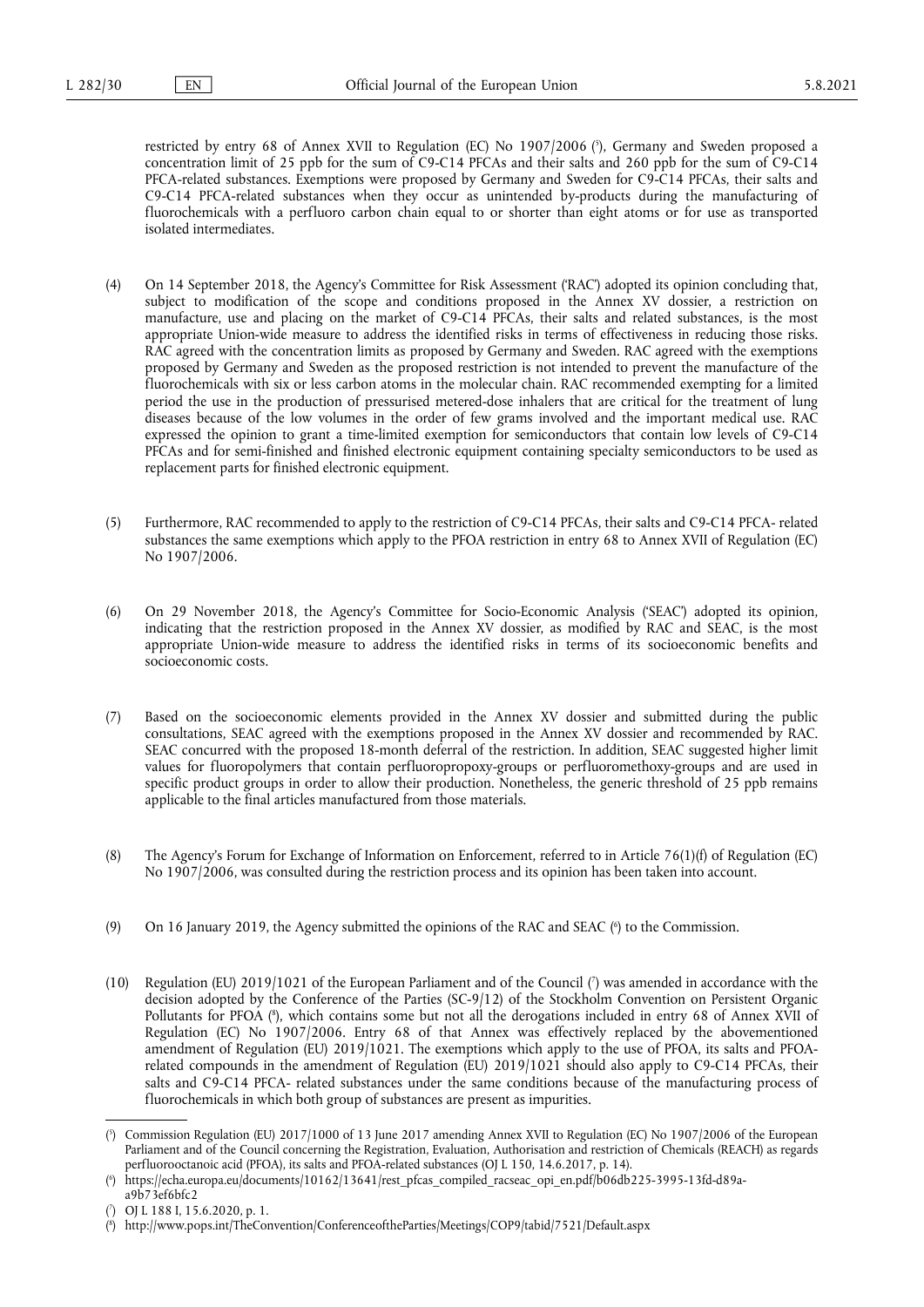restricted by entry 68 of Annex XVII to Regulation (EC) No 1907/2006 [5], Germany and Sweden proposed a concentration limit of 25 ppb for the sum of C9-C14 PFCAs and their salts and 260 ppb for the sum of C9-C14 PFCA-related substances. Exemptions were proposed by Germany and Sweden for C9-C14 PFCAs, their salts and C9-C14 PFCA-related substances when they occur as unintended by-products during the manufacturing of fluorochemicals with a perfluoro carbon chain equal to or shorter than eight atoms or for use as transported isolated intermediates.

(4) On 14 September 2018, the Agency's Committee for Risk Assessment ('RAC') adopted its opinion concluding that, subject to modification of the scope and conditions proposed in the Annex XV dossier, a restriction on manufacture, use and placing on the market of C9-C14 PFCAs, their salts and related substances, is the most appropriate Union-wide measure to address the identified risks in terms of effectiveness in reducing those risks. RAC agreed with the concentration limits as proposed by Germany and Sweden. RAC agreed with the exemptions proposed by Germany and Sweden as the proposed restriction is not intended to prevent the manufacture of the fluorochemicals with six or less carbon atoms in the molecular chain. RAC recommended exempting for a limited period the use in the production of pressurised metered-dose inhalers that are critical for the treatment of lung diseases because of the low volumes in the order of few grams involved and the important medical use. RAC expressed the opinion to grant a time-limited exemption for semiconductors that contain low levels of C9-C14 PFCAs and for semi-finished and finished electronic equipment containing specialty semiconductors to be used as replacement parts for finished electronic equipment.

(5) Furthermore, RAC recommended to apply to the restriction of C9-C14 PFCAs, their salts and C9-C14 PFCA- related substances the same exemptions which apply to the PFOA restriction in entry 68 to Annex XVII of Regulation (EC) No 1907/2006.

(6) On 29 November 2018, the Agency's Committee for Socio-Economic Analysis ('SEAC') adopted its opinion, indicating that the restriction proposed in the Annex XV dossier, as modified by RAC and SEAC, is the most appropriate Union-wide measure to address the identified risks in terms of its socioeconomic benefits and socioeconomic costs.

(7) Based on the socioeconomic elements provided in the Annex XV dossier and submitted during the public consultations, SEAC agreed with the exemptions proposed in the Annex XV dossier and recommended by RAC. SEAC concurred with the proposed 18-month deferral of the restriction. In addition, SEAC suggested higher limit values for fluoropolymers that contain perfluoropropoxy-groups or perfluoromethoxy-groups and are used in specific product groups in order to allow their production. Nonetheless, the generic threshold of 25 ppb remains applicable to the final articles manufactured from those materials.

(8) The Agency's Forum for Exchange of Information on Enforcement, referred to in Article 76(1)(f) of Regulation (EC) No 1907/2006, was consulted during the restriction process and its opinion has been taken into account.

(9) On 16 January 2019, the Agency submitted the opinions of the RAC and SEAC [6] to the Commission.

(10) Regulation (EU) 2019/1021 of the European Parliament and of the Council [7] was amended in accordance with the decision adopted by the Conference of the Parties (SC-9/12) of the Stockholm Convention on Persistent Organic Pollutants for PFOA [8], which contains some but not all the derogations included in entry 68 of Annex XVII of Regulation (EC) No 1907/2006. Entry 68 of that Annex was effectively replaced by the abovementioned amendment of Regulation (EU) 2019/1021. The exemptions which apply to the use of PFOA, its salts and PFOA-related compounds in the amendment of Regulation (EU) 2019/1021 should also apply to C9-C14 PFCAs, their salts and C9-C14 PFCA- related substances under the same conditions because of the manufacturing process of fluorochemicals in which both group of substances are present as impurities.

---

[5] Commission Regulation (EU) 2017/1000 of 13 June 2017 amending Annex XVII to Regulation (EC) No 1907/2006 of the European Parliament and of the Council concerning the Registration, Evaluation, Authorisation and restriction of Chemicals (REACH) as regards perfluorooctanoic acid (PFOA), its salts and PFOA-related substances (OJ L 150, 14.6.2017, p. 14).

[6] https://echa.europa.eu/documents/10162/13641/rest_pfcas_compiled_racseac_opi_en.pdf/b06db225-3995-13fd-d89a-a9b73ef6bfc2

[7] OJ L 188 I, 15.6.2020, p. 1.

[8] http://www.pops.int/TheConvention/ConferenceoftheParties/Meetings/COP9/tabid/7521/Default.aspx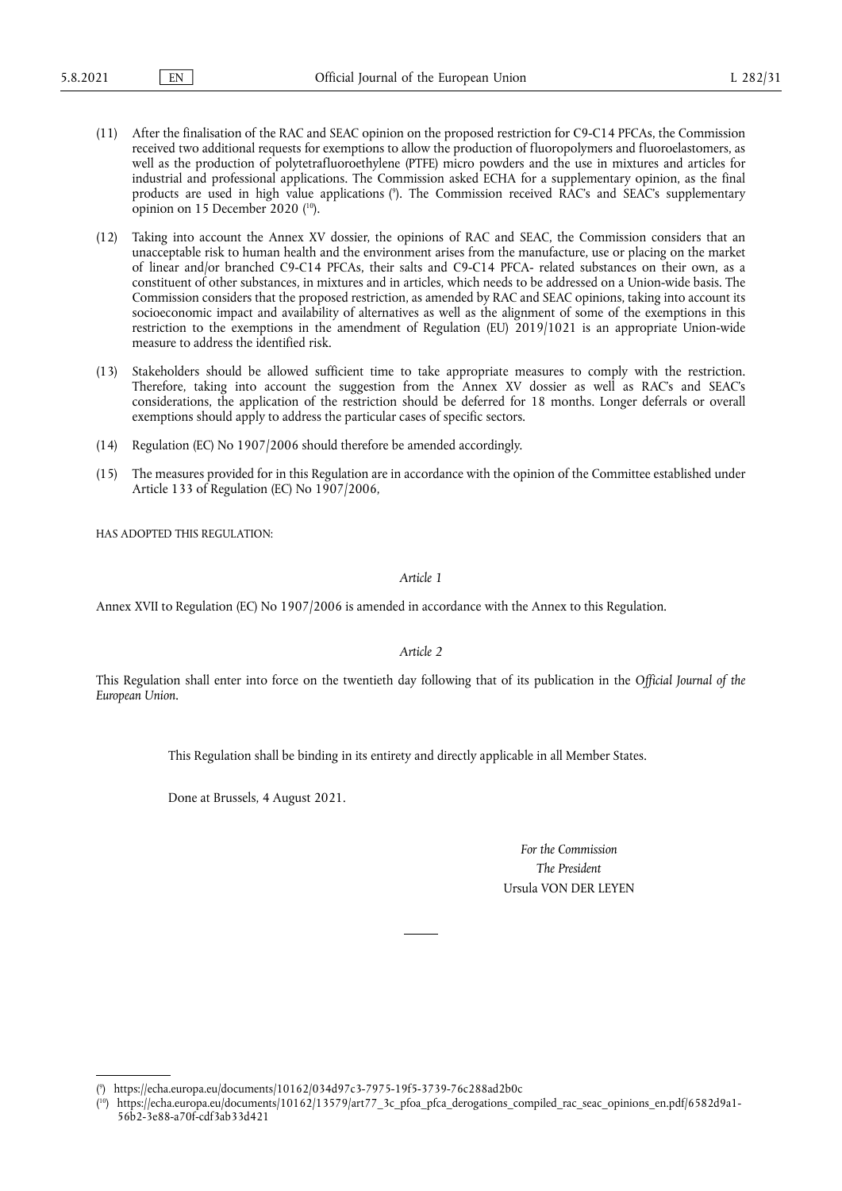(11) After the finalisation of the RAC and SEAC opinion on the proposed restriction for C9-C14 PFCAs, the Commission received two additional requests for exemptions to allow the production of fluoropolymers and fluoroelastomers, as well as the production of polytetrafluoroethylene (PTFE) micro powders and the use in mixtures and articles for industrial and professional applications. The Commission asked ECHA for a supplementary opinion, as the final products are used in high value applications [9]. The Commission received RAC's and SEAC's supplementary opinion on 15 December 2020 [10].

(12) Taking into account the Annex XV dossier, the opinions of RAC and SEAC, the Commission considers that an unacceptable risk to human health and the environment arises from the manufacture, use or placing on the market of linear and/or branched C9-C14 PFCAs, their salts and C9-C14 PFCA- related substances on their own, as a constituent of other substances, in mixtures and in articles, which needs to be addressed on a Union-wide basis. The Commission considers that the proposed restriction, as amended by RAC and SEAC opinions, taking into account its socioeconomic impact and availability of alternatives as well as the alignment of some of the exemptions in this restriction to the exemptions in the amendment of Regulation (EU) 2019/1021 is an appropriate Union-wide measure to address the identified risk.

(13) Stakeholders should be allowed sufficient time to take appropriate measures to comply with the restriction. Therefore, taking into account the suggestion from the Annex XV dossier as well as RAC's and SEAC's considerations, the application of the restriction should be deferred for 18 months. Longer deferrals or overall exemptions should apply to address the particular cases of specific sectors.

(14) Regulation (EC) No 1907/2006 should therefore be amended accordingly.

(15) The measures provided for in this Regulation are in accordance with the opinion of the Committee established under Article 133 of Regulation (EC) No 1907/2006,

HAS ADOPTED THIS REGULATION:

*Article 1*

Annex XVII to Regulation (EC) No 1907/2006 is amended in accordance with the Annex to this Regulation.

*Article 2*

This Regulation shall enter into force on the twentieth day following that of its publication in the *Official Journal of the European Union*.

This Regulation shall be binding in its entirety and directly applicable in all Member States.

Done at Brussels, 4 August 2021.

*For the Commission*
*The President*
Ursula VON DER LEYEN

---

[9] https://echa.europa.eu/documents/10162/034d97c3-7975-19f5-3739-76c288ad2b0c

[10] https://echa.europa.eu/documents/10162/13579/art77_3c_pfoa_pfca_derogations_compiled_rac_seac_opinions_en.pdf/6582d9a1-56b2-3e88-a70f-cdf3ab33d421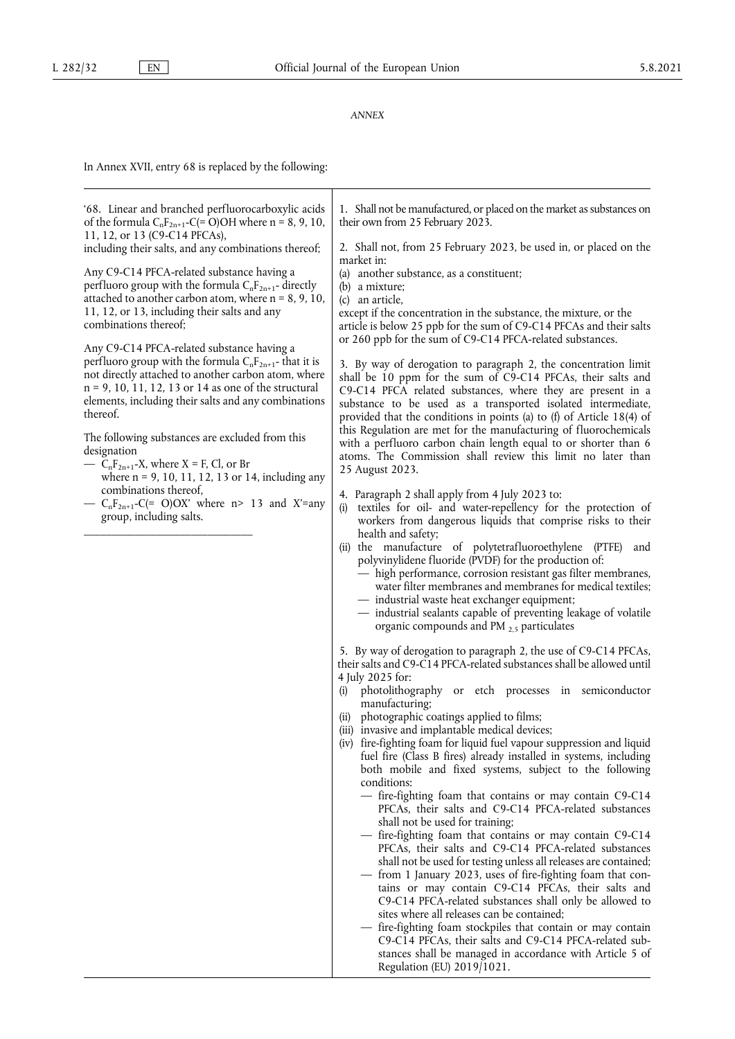*ANNEX*

In Annex XVII, entry 68 is replaced by the following:

| | |
|---|---|
| '68. Linear and branched perfluorocarboxylic acids of the formula $C_nF_{2n+1}$-C(= O)OH where n = 8, 9, 10, 11, 12, or 13 (C9-C14 PFCAs), including their salts, and any combinations thereof;<br><br>Any C9-C14 PFCA-related substance having a perfluoro group with the formula $C_nF_{2n+1}$- directly attached to another carbon atom, where n = 8, 9, 10, 11, 12, or 13, including their salts and any combinations thereof;<br><br>Any C9-C14 PFCA-related substance having a perfluoro group with the formula $C_nF_{2n+1}$- that it is not directly attached to another carbon atom, where n = 9, 10, 11, 12, 13 or 14 as one of the structural elements, including their salts and any combinations thereof.<br><br>The following substances are excluded from this designation<br>— $C_nF_{2n+1}$-X, where X = F, Cl, or Br where n = 9, 10, 11, 12, 13 or 14, including any combinations thereof,<br>— $C_nF_{2n+1}$-C(= O)OX' where n> 13 and X'=any group, including salts. | 1. Shall not be manufactured, or placed on the market as substances on their own from 25 February 2023.<br><br>2. Shall not, from 25 February 2023, be used in, or placed on the market in:<br>(a) another substance, as a constituent;<br>(b) a mixture;<br>(c) an article,<br>except if the concentration in the substance, the mixture, or the article is below 25 ppb for the sum of C9-C14 PFCAs and their salts or 260 ppb for the sum of C9-C14 PFCA-related substances.<br><br>3. By way of derogation to paragraph 2, the concentration limit shall be 10 ppm for the sum of C9-C14 PFCAs, their salts and C9-C14 PFCA related substances, where they are present in a substance to be used as a transported isolated intermediate, provided that the conditions in points (a) to (f) of Article 18(4) of this Regulation are met for the manufacturing of fluorochemicals with a perfluoro carbon chain length equal to or shorter than 6 atoms. The Commission shall review this limit no later than 25 August 2023.<br><br>4. Paragraph 2 shall apply from 4 July 2023 to:<br>(i) textiles for oil- and water-repellency for the protection of workers from dangerous liquids that comprise risks to their health and safety;<br>(ii) the manufacture of polytetrafluoroethylene (PTFE) and polyvinylidene fluoride (PVDF) for the production of:<br>— high performance, corrosion resistant gas filter membranes, water filter membranes and membranes for medical textiles;<br>— industrial waste heat exchanger equipment;<br>— industrial sealants capable of preventing leakage of volatile organic compounds and $PM_{2,5}$ particulates<br><br>5. By way of derogation to paragraph 2, the use of C9-C14 PFCAs, their salts and C9-C14 PFCA-related substances shall be allowed until 4 July 2025 for:<br>(i) photolithography or etch processes in semiconductor manufacturing;<br>(ii) photographic coatings applied to films;<br>(iii) invasive and implantable medical devices;<br>(iv) fire-fighting foam for liquid fuel vapour suppression and liquid fuel fire (Class B fires) already installed in systems, including both mobile and fixed systems, subject to the following conditions:<br>— fire-fighting foam that contains or may contain C9-C14 PFCAs, their salts and C9-C14 PFCA-related substances shall not be used for training;<br>— fire-fighting foam that contains or may contain C9-C14 PFCAs, their salts and C9-C14 PFCA-related substances shall not be used for testing unless all releases are contained;<br>— from 1 January 2023, uses of fire-fighting foam that contains or may contain C9-C14 PFCAs, their salts and C9-C14 PFCA-related substances shall only be allowed to sites where all releases can be contained;<br>— fire-fighting foam stockpiles that contain or may contain C9-C14 PFCAs, their salts and C9-C14 PFCA-related substances shall be managed in accordance with Article 5 of Regulation (EU) 2019/1021. |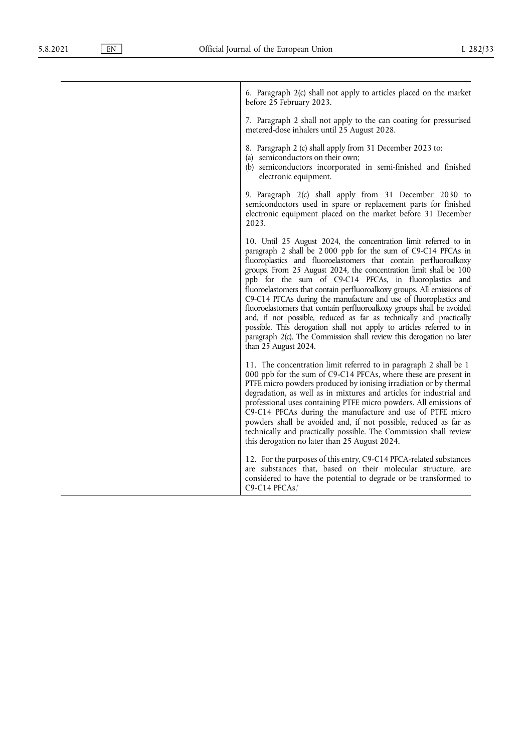| | |
|---|---|
| | 6. Paragraph 2(c) shall not apply to articles placed on the market before 25 February 2023.<br><br>7. Paragraph 2 shall not apply to the can coating for pressurised metered-dose inhalers until 25 August 2028.<br><br>8. Paragraph 2 (c) shall apply from 31 December 2023 to:<br>(a) semiconductors on their own;<br>(b) semiconductors incorporated in semi-finished and finished electronic equipment.<br><br>9. Paragraph 2(c) shall apply from 31 December 2030 to semiconductors used in spare or replacement parts for finished electronic equipment placed on the market before 31 December 2023.<br><br>10. Until 25 August 2024, the concentration limit referred to in paragraph 2 shall be 2 000 ppb for the sum of C9-C14 PFCAs in fluoroplastics and fluoroelastomers that contain perfluoroalkoxy groups. From 25 August 2024, the concentration limit shall be 100 ppb for the sum of C9-C14 PFCAs, in fluoroplastics and fluoroelastomers that contain perfluoroalkoxy groups. All emissions of C9-C14 PFCAs during the manufacture and use of fluoroplastics and fluoroelastomers that contain perfluoroalkoxy groups shall be avoided and, if not possible, reduced as far as technically and practically possible. This derogation shall not apply to articles referred to in paragraph 2(c). The Commission shall review this derogation no later than 25 August 2024.<br><br>11. The concentration limit referred to in paragraph 2 shall be 1 000 ppb for the sum of C9-C14 PFCAs, where these are present in PTFE micro powders produced by ionising irradiation or by thermal degradation, as well as in mixtures and articles for industrial and professional uses containing PTFE micro powders. All emissions of C9-C14 PFCAs during the manufacture and use of PTFE micro powders shall be avoided and, if not possible, reduced as far as technically and practically possible. The Commission shall review this derogation no later than 25 August 2024.<br><br>12. For the purposes of this entry, C9-C14 PFCA-related substances are substances that, based on their molecular structure, are considered to have the potential to degrade or be transformed to C9-C14 PFCAs.' |